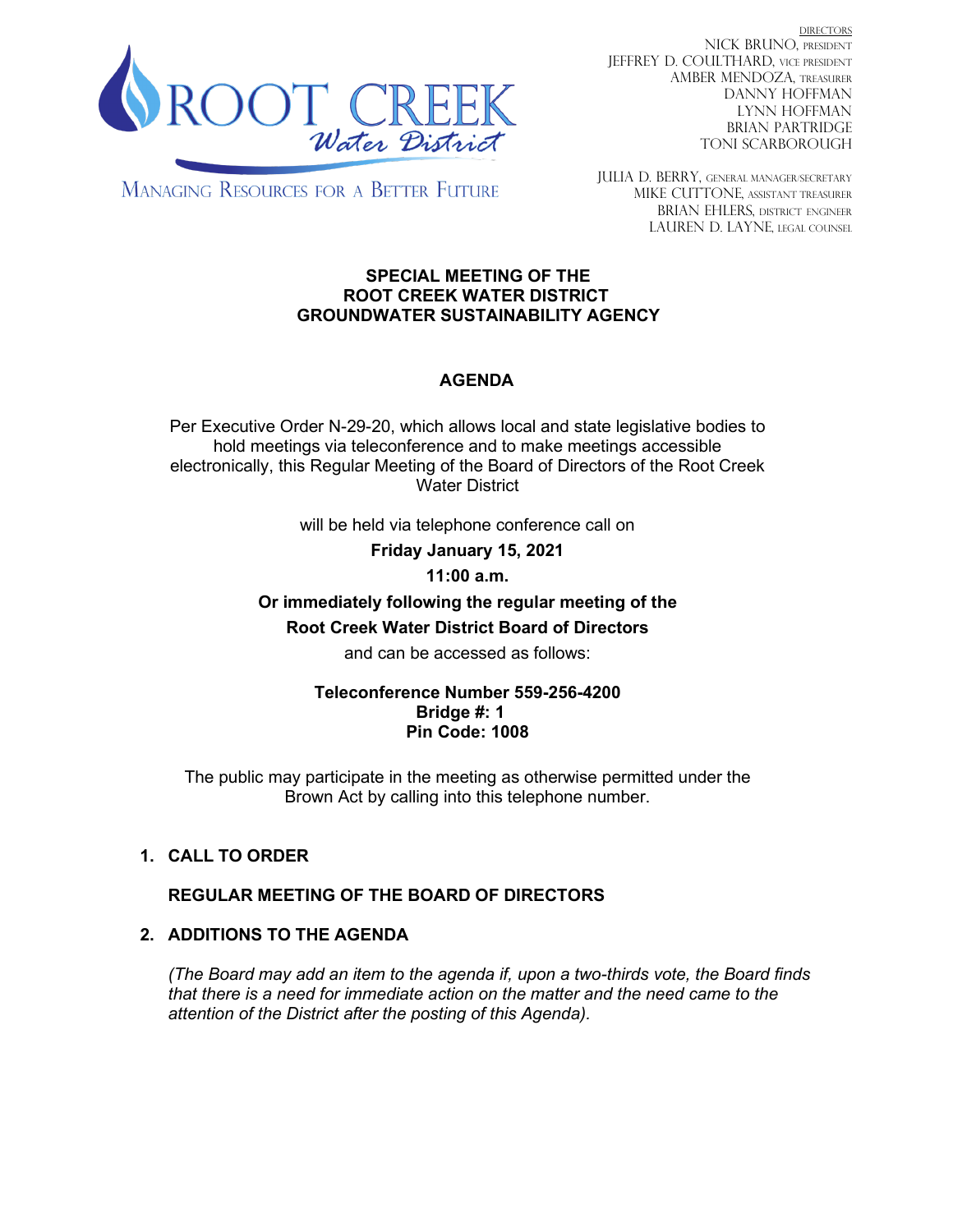ROOT CREEK *Water District*

MANAGING RESOURCES FOR A BETTER FUTURE

DIRECTORS
NICK BRUNO, PRESIDENT
JEFFREY D. COULTHARD, VICE PRESIDENT
AMBER MENDOZA, TREASURER
DANNY HOFFMAN
LYNN HOFFMAN
BRIAN PARTRIDGE
TONI SCARBOROUGH

JULIA D. BERRY, GENERAL MANAGER/SECRETARY
MIKE CUTTONE, ASSISTANT TREASURER
BRIAN EHLERS, DISTRICT ENGINEER
LAUREN D. LAYNE, LEGAL COUNSEL

# SPECIAL MEETING OF THE ROOT CREEK WATER DISTRICT GROUNDWATER SUSTAINABILITY AGENCY

## AGENDA

Per Executive Order N-29-20, which allows local and state legislative bodies to hold meetings via teleconference and to make meetings accessible electronically, this Regular Meeting of the Board of Directors of the Root Creek Water District

will be held via telephone conference call on

**Friday January 15, 2021**

**11:00 a.m.**

**Or immediately following the regular meeting of the**

**Root Creek Water District Board of Directors**

and can be accessed as follows:

**Teleconference Number 559-256-4200**
**Bridge #: 1**
**Pin Code: 1008**

The public may participate in the meeting as otherwise permitted under the Brown Act by calling into this telephone number.

1. **CALL TO ORDER**

   **REGULAR MEETING OF THE BOARD OF DIRECTORS**

2. **ADDITIONS TO THE AGENDA**

   *(The Board may add an item to the agenda if, upon a two-thirds vote, the Board finds that there is a need for immediate action on the matter and the need came to the attention of the District after the posting of this Agenda).*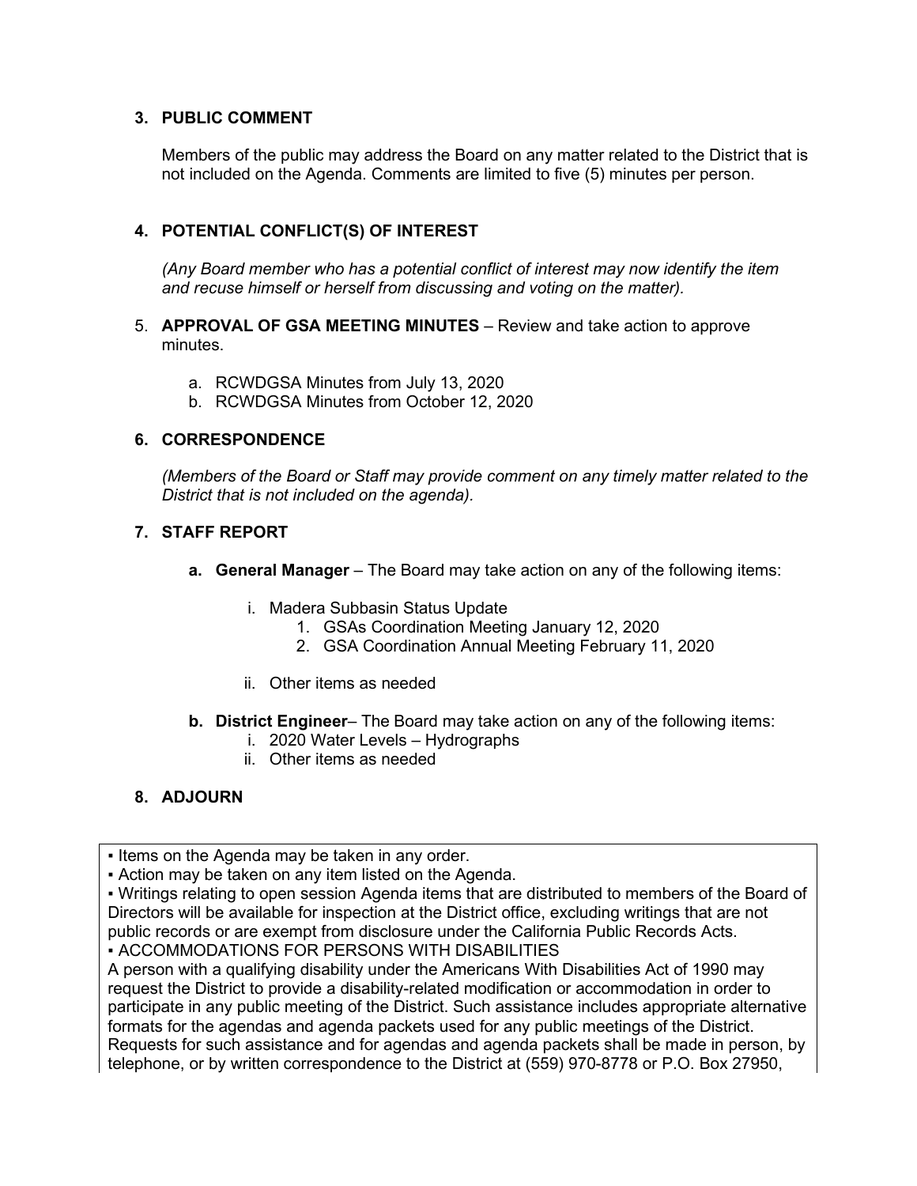**3. PUBLIC COMMENT**

Members of the public may address the Board on any matter related to the District that is not included on the Agenda. Comments are limited to five (5) minutes per person.

**4. POTENTIAL CONFLICT(S) OF INTEREST**

*(Any Board member who has a potential conflict of interest may now identify the item and recuse himself or herself from discussing and voting on the matter).*

5. **APPROVAL OF GSA MEETING MINUTES** – Review and take action to approve minutes.

   a. RCWDGSA Minutes from July 13, 2020
   b. RCWDGSA Minutes from October 12, 2020

**6. CORRESPONDENCE**

*(Members of the Board or Staff may provide comment on any timely matter related to the District that is not included on the agenda).*

**7. STAFF REPORT**

   **a. General Manager** – The Board may take action on any of the following items:

      i. Madera Subbasin Status Update
         1. GSAs Coordination Meeting January 12, 2020
         2. GSA Coordination Annual Meeting February 11, 2020

      ii. Other items as needed

   **b. District Engineer**– The Board may take action on any of the following items:
      i. 2020 Water Levels – Hydrographs
      ii. Other items as needed

**8. ADJOURN**

▪ Items on the Agenda may be taken in any order.
▪ Action may be taken on any item listed on the Agenda.
▪ Writings relating to open session Agenda items that are distributed to members of the Board of Directors will be available for inspection at the District office, excluding writings that are not public records or are exempt from disclosure under the California Public Records Acts.
▪ ACCOMMODATIONS FOR PERSONS WITH DISABILITIES
A person with a qualifying disability under the Americans With Disabilities Act of 1990 may request the District to provide a disability-related modification or accommodation in order to participate in any public meeting of the District. Such assistance includes appropriate alternative formats for the agendas and agenda packets used for any public meetings of the District. Requests for such assistance and for agendas and agenda packets shall be made in person, by telephone, or by written correspondence to the District at (559) 970-8778 or P.O. Box 27950,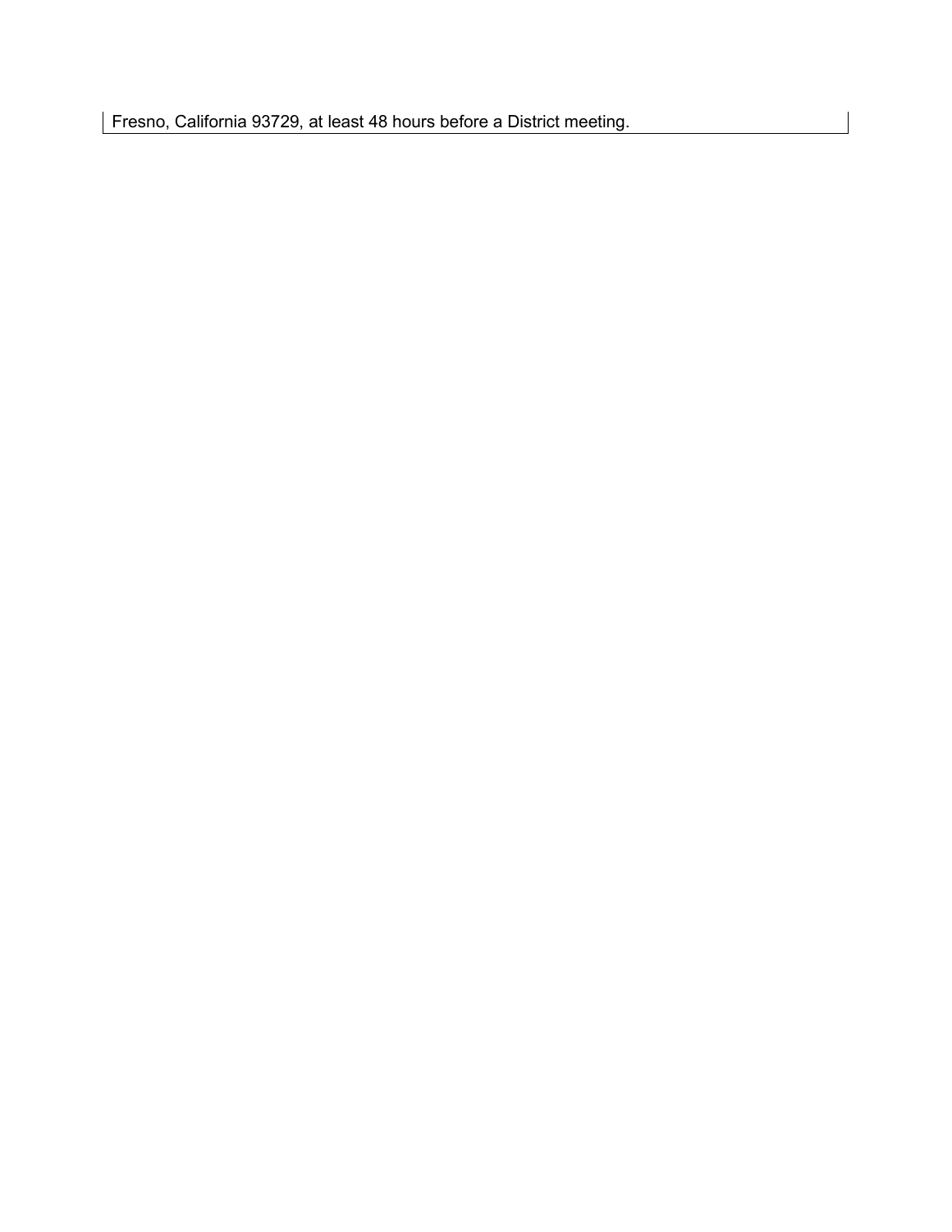Fresno, California 93729, at least 48 hours before a District meeting.